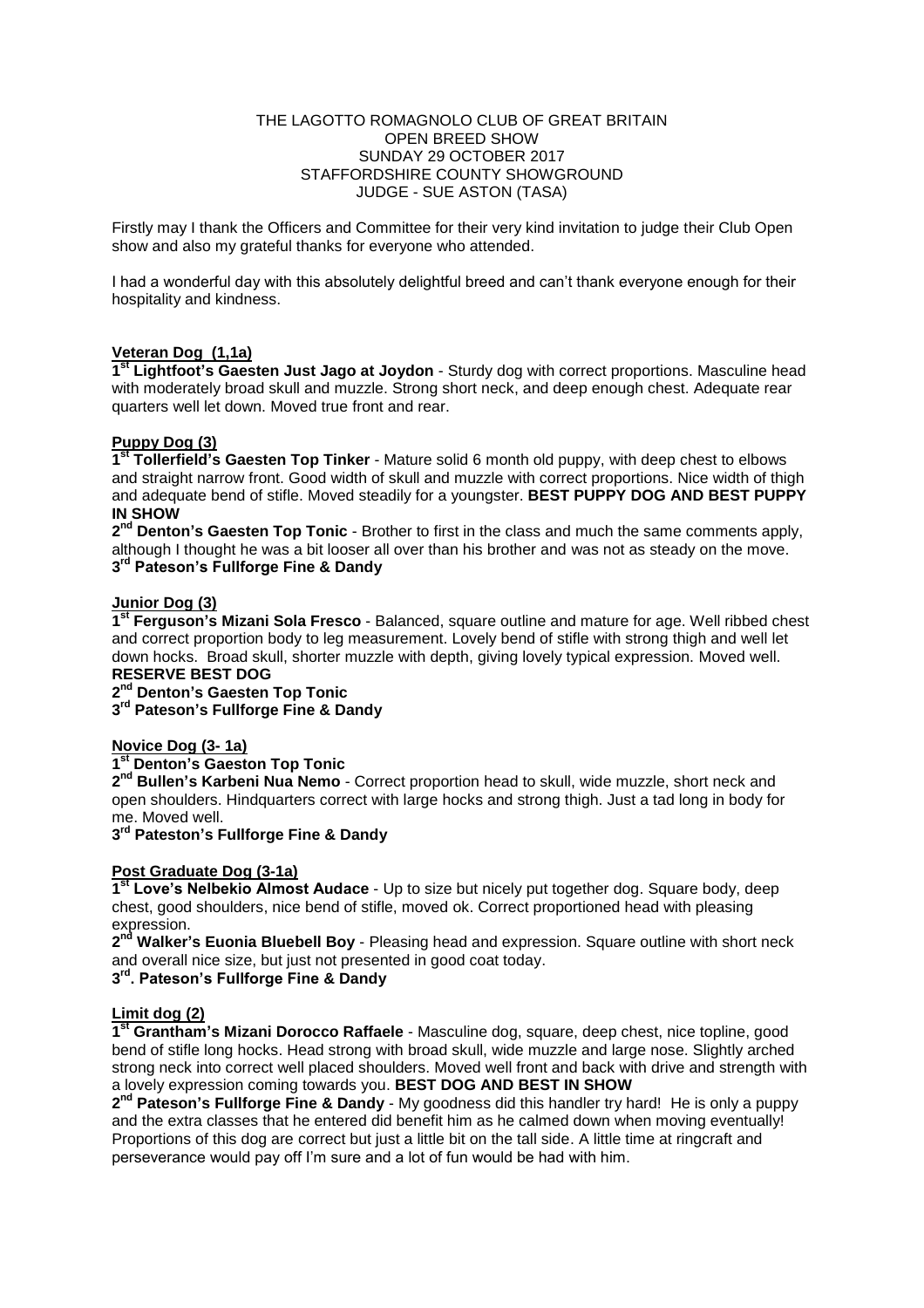THE LAGOTTO ROMAGNOLO CLUB OF GREAT BRITAIN
OPEN BREED SHOW
SUNDAY 29 OCTOBER 2017
STAFFORDSHIRE COUNTY SHOWGROUND
JUDGE - SUE ASTON (TASA)

Firstly may I thank the Officers and Committee for their very kind invitation to judge their Club Open show and also my grateful thanks for everyone who attended.

I had a wonderful day with this absolutely delightful breed and can't thank everyone enough for their hospitality and kindness.

**Veteran Dog (1,1a)**

**1st Lightfoot's Gaesten Just Jago at Joydon** - Sturdy dog with correct proportions. Masculine head with moderately broad skull and muzzle. Strong short neck, and deep enough chest. Adequate rear quarters well let down. Moved true front and rear.

**Puppy Dog (3)**

**1st Tollerfield's Gaesten Top Tinker** - Mature solid 6 month old puppy, with deep chest to elbows and straight narrow front. Good width of skull and muzzle with correct proportions. Nice width of thigh and adequate bend of stifle. Moved steadily for a youngster. **BEST PUPPY DOG AND BEST PUPPY IN SHOW**

**2nd Denton's Gaesten Top Tonic** - Brother to first in the class and much the same comments apply, although I thought he was a bit looser all over than his brother and was not as steady on the move.

**3rd Pateson's Fullforge Fine & Dandy**

**Junior Dog (3)**

**1st Ferguson's Mizani Sola Fresco** - Balanced, square outline and mature for age. Well ribbed chest and correct proportion body to leg measurement. Lovely bend of stifle with strong thigh and well let down hocks. Broad skull, shorter muzzle with depth, giving lovely typical expression. Moved well. **RESERVE BEST DOG**

**2nd Denton's Gaesten Top Tonic**

**3rd Pateson's Fullforge Fine & Dandy**

**Novice Dog (3- 1a)**

**1st Denton's Gaeston Top Tonic**

**2nd Bullen's Karbeni Nua Nemo** - Correct proportion head to skull, wide muzzle, short neck and open shoulders. Hindquarters correct with large hocks and strong thigh. Just a tad long in body for me. Moved well.

**3rd Pateston's Fullforge Fine & Dandy**

**Post Graduate Dog (3-1a)**

**1st Love's Nelbekio Almost Audace** - Up to size but nicely put together dog. Square body, deep chest, good shoulders, nice bend of stifle, moved ok. Correct proportioned head with pleasing expression.

**2nd Walker's Euonia Bluebell Boy** - Pleasing head and expression. Square outline with short neck and overall nice size, but just not presented in good coat today.

**3rd. Pateson's Fullforge Fine & Dandy**

**Limit dog (2)**

**1st Grantham's Mizani Dorocco Raffaele** - Masculine dog, square, deep chest, nice topline, good bend of stifle long hocks. Head strong with broad skull, wide muzzle and large nose. Slightly arched strong neck into correct well placed shoulders. Moved well front and back with drive and strength with a lovely expression coming towards you. **BEST DOG AND BEST IN SHOW**

**2nd Pateson's Fullforge Fine & Dandy** - My goodness did this handler try hard! He is only a puppy and the extra classes that he entered did benefit him as he calmed down when moving eventually! Proportions of this dog are correct but just a little bit on the tall side. A little time at ringcraft and perseverance would pay off I'm sure and a lot of fun would be had with him.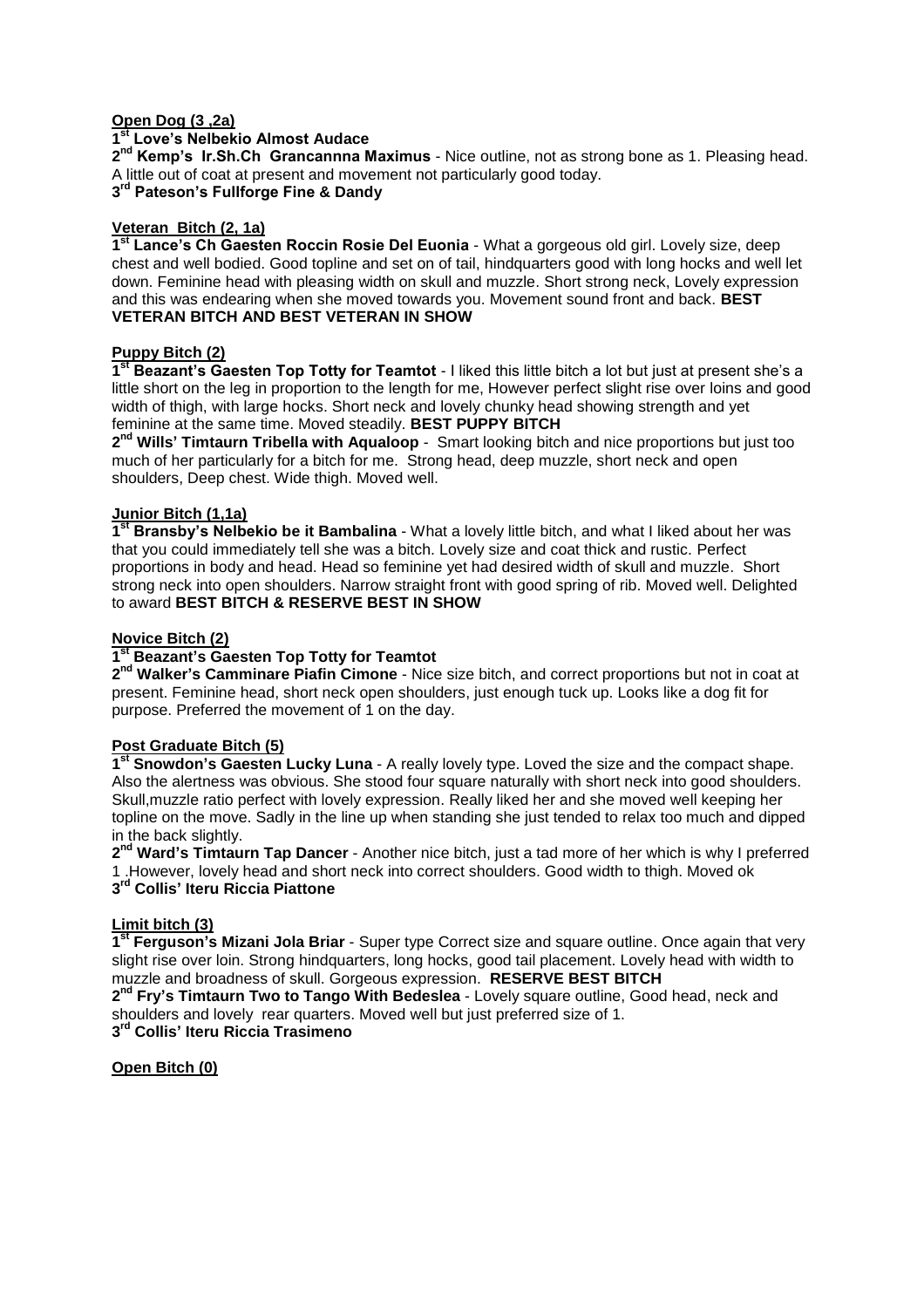**Open Dog (3 ,2a)**

**1st Love's Nelbekio Almost Audace**

**2nd Kemp's Ir.Sh.Ch Grancannna Maximus** - Nice outline, not as strong bone as 1. Pleasing head. A little out of coat at present and movement not particularly good today.

**3rd Pateson's Fullforge Fine & Dandy**

**Veteran Bitch (2, 1a)**

**1st Lance's Ch Gaesten Roccin Rosie Del Euonia** - What a gorgeous old girl. Lovely size, deep chest and well bodied. Good topline and set on of tail, hindquarters good with long hocks and well let down. Feminine head with pleasing width on skull and muzzle. Short strong neck, Lovely expression and this was endearing when she moved towards you. Movement sound front and back. **BEST VETERAN BITCH AND BEST VETERAN IN SHOW**

**Puppy Bitch (2)**

**1st Beazant's Gaesten Top Totty for Teamtot** - I liked this little bitch a lot but just at present she's a little short on the leg in proportion to the length for me, However perfect slight rise over loins and good width of thigh, with large hocks. Short neck and lovely chunky head showing strength and yet feminine at the same time. Moved steadily. **BEST PUPPY BITCH**

**2nd Wills' Timtaurn Tribella with Aqualoop** - Smart looking bitch and nice proportions but just too much of her particularly for a bitch for me. Strong head, deep muzzle, short neck and open shoulders, Deep chest. Wide thigh. Moved well.

**Junior Bitch (1,1a)**

**1st Bransby's Nelbekio be it Bambalina** - What a lovely little bitch, and what I liked about her was that you could immediately tell she was a bitch. Lovely size and coat thick and rustic. Perfect proportions in body and head. Head so feminine yet had desired width of skull and muzzle. Short strong neck into open shoulders. Narrow straight front with good spring of rib. Moved well. Delighted to award **BEST BITCH & RESERVE BEST IN SHOW**

**Novice Bitch (2)**

**1st Beazant's Gaesten Top Totty for Teamtot**

**2nd Walker's Camminare Piafin Cimone** - Nice size bitch, and correct proportions but not in coat at present. Feminine head, short neck open shoulders, just enough tuck up. Looks like a dog fit for purpose. Preferred the movement of 1 on the day.

**Post Graduate Bitch (5)**

**1st Snowdon's Gaesten Lucky Luna** - A really lovely type. Loved the size and the compact shape. Also the alertness was obvious. She stood four square naturally with short neck into good shoulders. Skull,muzzle ratio perfect with lovely expression. Really liked her and she moved well keeping her topline on the move. Sadly in the line up when standing she just tended to relax too much and dipped in the back slightly.

**2nd Ward's Timtaurn Tap Dancer** - Another nice bitch, just a tad more of her which is why I preferred 1 .However, lovely head and short neck into correct shoulders. Good width to thigh. Moved ok

**3rd Collis' Iteru Riccia Piattone**

**Limit bitch (3)**

**1st Ferguson's Mizani Jola Briar** - Super type Correct size and square outline. Once again that very slight rise over loin. Strong hindquarters, long hocks, good tail placement. Lovely head with width to muzzle and broadness of skull. Gorgeous expression. **RESERVE BEST BITCH**

**2nd Fry's Timtaurn Two to Tango With Bedeslea** - Lovely square outline, Good head, neck and shoulders and lovely rear quarters. Moved well but just preferred size of 1.

**3rd Collis' Iteru Riccia Trasimeno**

**Open Bitch (0)**